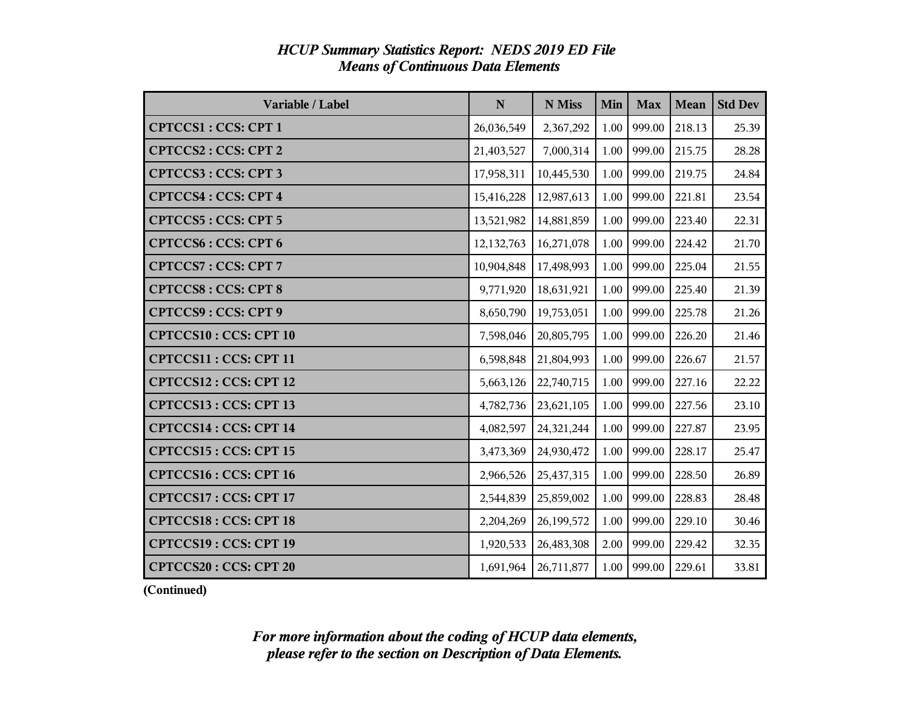# *HCUP Summary Statistics Report: NEDS 2019 ED File*
## *Means of Continuous Data Elements*

| Variable / Label | N | N Miss | Min | Max | Mean | Std Dev |
|---|---|---|---|---|---|---|
| **CPTCCS1 : CCS: CPT 1** | 26,036,549 | 2,367,292 | 1.00 | 999.00 | 218.13 | 25.39 |
| **CPTCCS2 : CCS: CPT 2** | 21,403,527 | 7,000,314 | 1.00 | 999.00 | 215.75 | 28.28 |
| **CPTCCS3 : CCS: CPT 3** | 17,958,311 | 10,445,530 | 1.00 | 999.00 | 219.75 | 24.84 |
| **CPTCCS4 : CCS: CPT 4** | 15,416,228 | 12,987,613 | 1.00 | 999.00 | 221.81 | 23.54 |
| **CPTCCS5 : CCS: CPT 5** | 13,521,982 | 14,881,859 | 1.00 | 999.00 | 223.40 | 22.31 |
| **CPTCCS6 : CCS: CPT 6** | 12,132,763 | 16,271,078 | 1.00 | 999.00 | 224.42 | 21.70 |
| **CPTCCS7 : CCS: CPT 7** | 10,904,848 | 17,498,993 | 1.00 | 999.00 | 225.04 | 21.55 |
| **CPTCCS8 : CCS: CPT 8** | 9,771,920 | 18,631,921 | 1.00 | 999.00 | 225.40 | 21.39 |
| **CPTCCS9 : CCS: CPT 9** | 8,650,790 | 19,753,051 | 1.00 | 999.00 | 225.78 | 21.26 |
| **CPTCCS10 : CCS: CPT 10** | 7,598,046 | 20,805,795 | 1.00 | 999.00 | 226.20 | 21.46 |
| **CPTCCS11 : CCS: CPT 11** | 6,598,848 | 21,804,993 | 1.00 | 999.00 | 226.67 | 21.57 |
| **CPTCCS12 : CCS: CPT 12** | 5,663,126 | 22,740,715 | 1.00 | 999.00 | 227.16 | 22.22 |
| **CPTCCS13 : CCS: CPT 13** | 4,782,736 | 23,621,105 | 1.00 | 999.00 | 227.56 | 23.10 |
| **CPTCCS14 : CCS: CPT 14** | 4,082,597 | 24,321,244 | 1.00 | 999.00 | 227.87 | 23.95 |
| **CPTCCS15 : CCS: CPT 15** | 3,473,369 | 24,930,472 | 1.00 | 999.00 | 228.17 | 25.47 |
| **CPTCCS16 : CCS: CPT 16** | 2,966,526 | 25,437,315 | 1.00 | 999.00 | 228.50 | 26.89 |
| **CPTCCS17 : CCS: CPT 17** | 2,544,839 | 25,859,002 | 1.00 | 999.00 | 228.83 | 28.48 |
| **CPTCCS18 : CCS: CPT 18** | 2,204,269 | 26,199,572 | 1.00 | 999.00 | 229.10 | 30.46 |
| **CPTCCS19 : CCS: CPT 19** | 1,920,533 | 26,483,308 | 2.00 | 999.00 | 229.42 | 32.35 |
| **CPTCCS20 : CCS: CPT 20** | 1,691,964 | 26,711,877 | 1.00 | 999.00 | 229.61 | 33.81 |

**(Continued)**

***For more information about the coding of HCUP data elements, please refer to the section on Description of Data Elements.***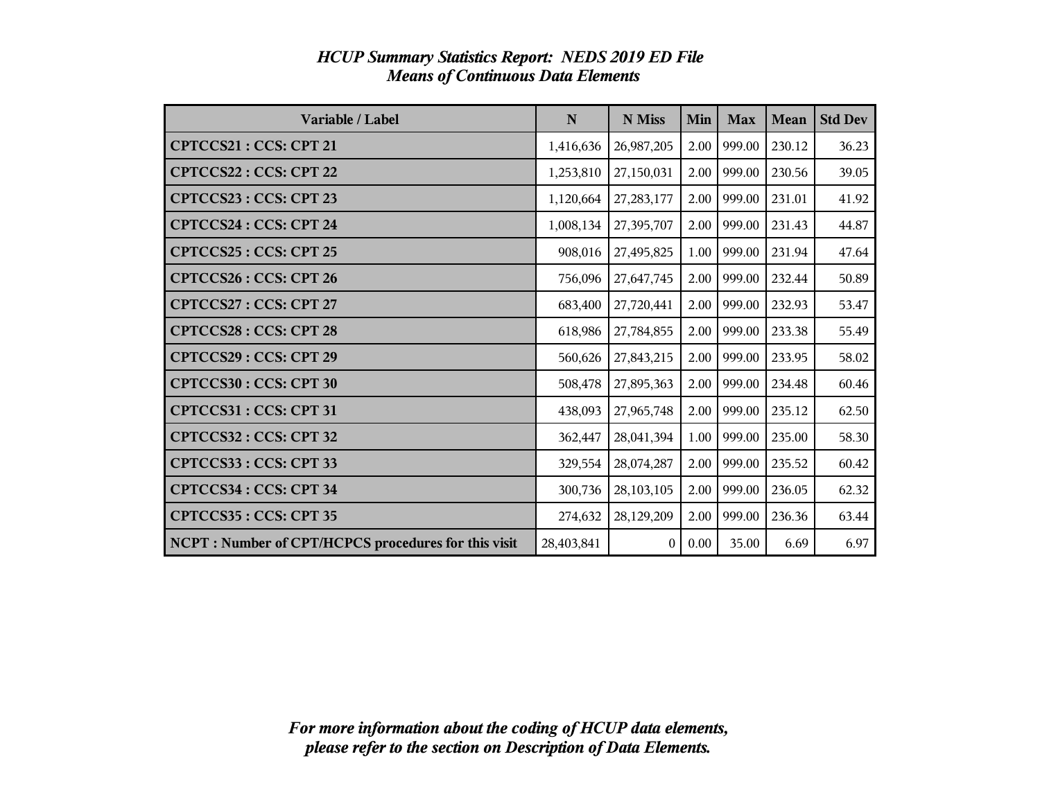# *HCUP Summary Statistics Report: NEDS 2019 ED File*
## *Means of Continuous Data Elements*

| Variable / Label | N | N Miss | Min | Max | Mean | Std Dev |
|---|---|---|---|---|---|---|
| **CPTCCS21 : CCS: CPT 21** | 1,416,636 | 26,987,205 | 2.00 | 999.00 | 230.12 | 36.23 |
| **CPTCCS22 : CCS: CPT 22** | 1,253,810 | 27,150,031 | 2.00 | 999.00 | 230.56 | 39.05 |
| **CPTCCS23 : CCS: CPT 23** | 1,120,664 | 27,283,177 | 2.00 | 999.00 | 231.01 | 41.92 |
| **CPTCCS24 : CCS: CPT 24** | 1,008,134 | 27,395,707 | 2.00 | 999.00 | 231.43 | 44.87 |
| **CPTCCS25 : CCS: CPT 25** | 908,016 | 27,495,825 | 1.00 | 999.00 | 231.94 | 47.64 |
| **CPTCCS26 : CCS: CPT 26** | 756,096 | 27,647,745 | 2.00 | 999.00 | 232.44 | 50.89 |
| **CPTCCS27 : CCS: CPT 27** | 683,400 | 27,720,441 | 2.00 | 999.00 | 232.93 | 53.47 |
| **CPTCCS28 : CCS: CPT 28** | 618,986 | 27,784,855 | 2.00 | 999.00 | 233.38 | 55.49 |
| **CPTCCS29 : CCS: CPT 29** | 560,626 | 27,843,215 | 2.00 | 999.00 | 233.95 | 58.02 |
| **CPTCCS30 : CCS: CPT 30** | 508,478 | 27,895,363 | 2.00 | 999.00 | 234.48 | 60.46 |
| **CPTCCS31 : CCS: CPT 31** | 438,093 | 27,965,748 | 2.00 | 999.00 | 235.12 | 62.50 |
| **CPTCCS32 : CCS: CPT 32** | 362,447 | 28,041,394 | 1.00 | 999.00 | 235.00 | 58.30 |
| **CPTCCS33 : CCS: CPT 33** | 329,554 | 28,074,287 | 2.00 | 999.00 | 235.52 | 60.42 |
| **CPTCCS34 : CCS: CPT 34** | 300,736 | 28,103,105 | 2.00 | 999.00 | 236.05 | 62.32 |
| **CPTCCS35 : CCS: CPT 35** | 274,632 | 28,129,209 | 2.00 | 999.00 | 236.36 | 63.44 |
| **NCPT : Number of CPT/HCPCS procedures for this visit** | 28,403,841 | 0 | 0.00 | 35.00 | 6.69 | 6.97 |

*For more information about the coding of HCUP data elements, please refer to the section on Description of Data Elements.*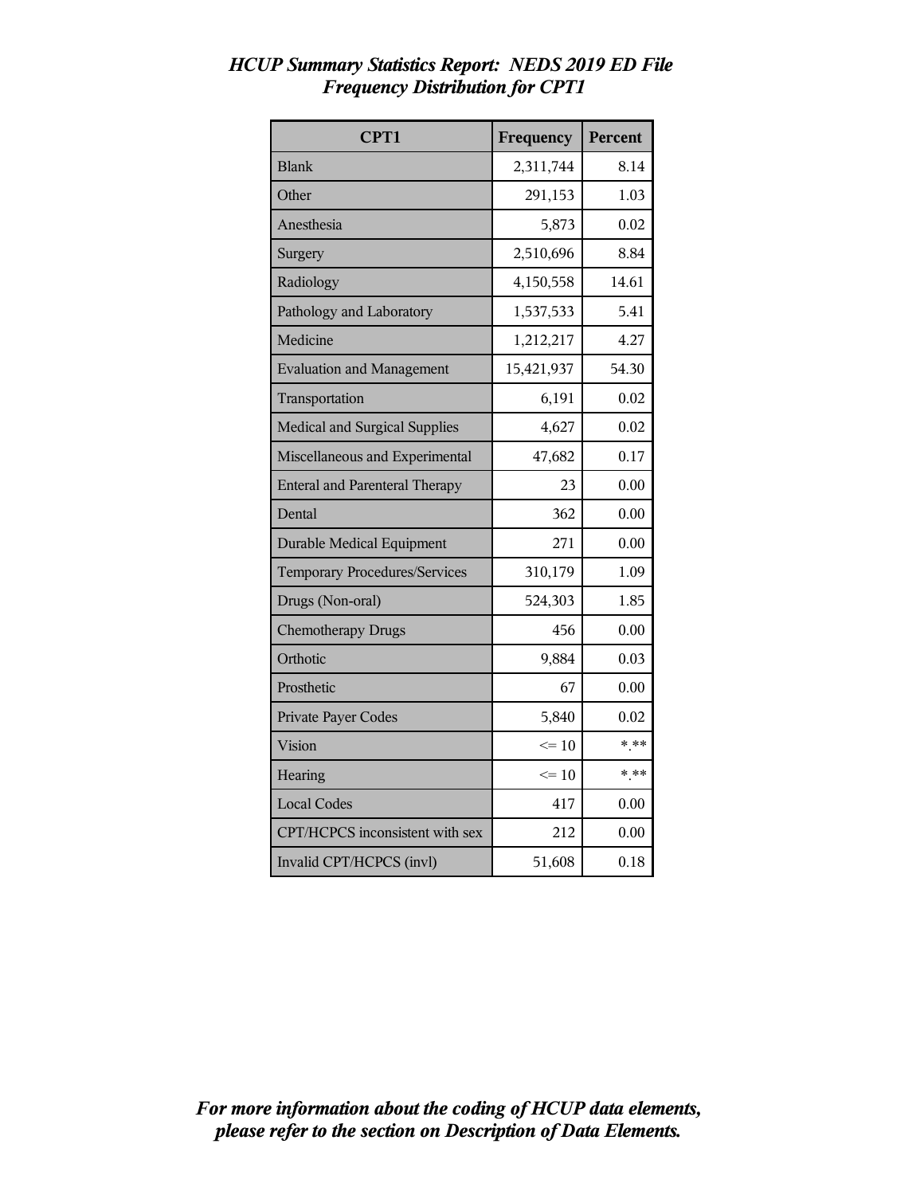# *HCUP Summary Statistics Report: NEDS 2019 ED File*
## *Frequency Distribution for CPT1*

| CPT1 | Frequency | Percent |
|---|---|---|
| Blank | 2,311,744 | 8.14 |
| Other | 291,153 | 1.03 |
| Anesthesia | 5,873 | 0.02 |
| Surgery | 2,510,696 | 8.84 |
| Radiology | 4,150,558 | 14.61 |
| Pathology and Laboratory | 1,537,533 | 5.41 |
| Medicine | 1,212,217 | 4.27 |
| Evaluation and Management | 15,421,937 | 54.30 |
| Transportation | 6,191 | 0.02 |
| Medical and Surgical Supplies | 4,627 | 0.02 |
| Miscellaneous and Experimental | 47,682 | 0.17 |
| Enteral and Parenteral Therapy | 23 | 0.00 |
| Dental | 362 | 0.00 |
| Durable Medical Equipment | 271 | 0.00 |
| Temporary Procedures/Services | 310,179 | 1.09 |
| Drugs (Non-oral) | 524,303 | 1.85 |
| Chemotherapy Drugs | 456 | 0.00 |
| Orthotic | 9,884 | 0.03 |
| Prosthetic | 67 | 0.00 |
| Private Payer Codes | 5,840 | 0.02 |
| Vision | <= 10 | *.** |
| Hearing | <= 10 | *.** |
| Local Codes | 417 | 0.00 |
| CPT/HCPCS inconsistent with sex | 212 | 0.00 |
| Invalid CPT/HCPCS (invl) | 51,608 | 0.18 |

***For more information about the coding of HCUP data elements, please refer to the section on Description of Data Elements.***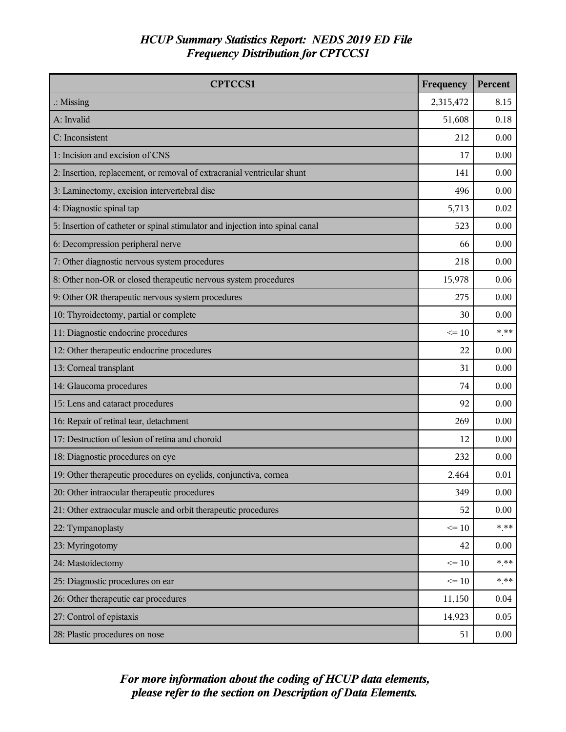# *HCUP Summary Statistics Report: NEDS 2019 ED File*
## *Frequency Distribution for CPTCCS1*

| CPTCCS1 | Frequency | Percent |
|---|---|---|
| .: Missing | 2,315,472 | 8.15 |
| A: Invalid | 51,608 | 0.18 |
| C: Inconsistent | 212 | 0.00 |
| 1: Incision and excision of CNS | 17 | 0.00 |
| 2: Insertion, replacement, or removal of extracranial ventricular shunt | 141 | 0.00 |
| 3: Laminectomy, excision intervertebral disc | 496 | 0.00 |
| 4: Diagnostic spinal tap | 5,713 | 0.02 |
| 5: Insertion of catheter or spinal stimulator and injection into spinal canal | 523 | 0.00 |
| 6: Decompression peripheral nerve | 66 | 0.00 |
| 7: Other diagnostic nervous system procedures | 218 | 0.00 |
| 8: Other non-OR or closed therapeutic nervous system procedures | 15,978 | 0.06 |
| 9: Other OR therapeutic nervous system procedures | 275 | 0.00 |
| 10: Thyroidectomy, partial or complete | 30 | 0.00 |
| 11: Diagnostic endocrine procedures | <= 10 | *.** |
| 12: Other therapeutic endocrine procedures | 22 | 0.00 |
| 13: Corneal transplant | 31 | 0.00 |
| 14: Glaucoma procedures | 74 | 0.00 |
| 15: Lens and cataract procedures | 92 | 0.00 |
| 16: Repair of retinal tear, detachment | 269 | 0.00 |
| 17: Destruction of lesion of retina and choroid | 12 | 0.00 |
| 18: Diagnostic procedures on eye | 232 | 0.00 |
| 19: Other therapeutic procedures on eyelids, conjunctiva, cornea | 2,464 | 0.01 |
| 20: Other intraocular therapeutic procedures | 349 | 0.00 |
| 21: Other extraocular muscle and orbit therapeutic procedures | 52 | 0.00 |
| 22: Tympanoplasty | <= 10 | *.** |
| 23: Myringotomy | 42 | 0.00 |
| 24: Mastoidectomy | <= 10 | *.** |
| 25: Diagnostic procedures on ear | <= 10 | *.** |
| 26: Other therapeutic ear procedures | 11,150 | 0.04 |
| 27: Control of epistaxis | 14,923 | 0.05 |
| 28: Plastic procedures on nose | 51 | 0.00 |

***For more information about the coding of HCUP data elements, please refer to the section on Description of Data Elements.***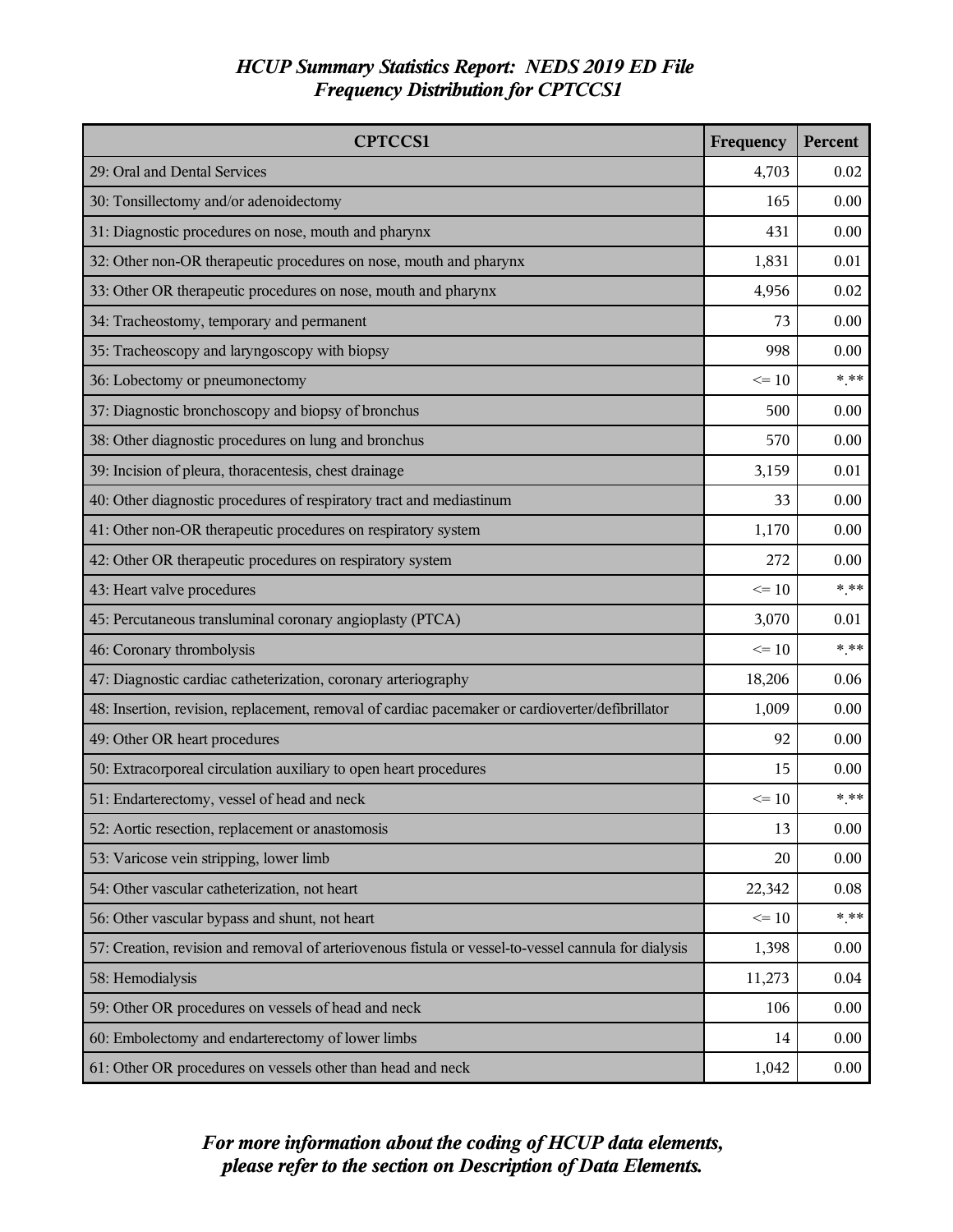*HCUP Summary Statistics Report: NEDS 2019 ED File*
*Frequency Distribution for CPTCCS1*

| CPTCCS1 | Frequency | Percent |
|---|---|---|
| 29: Oral and Dental Services | 4,703 | 0.02 |
| 30: Tonsillectomy and/or adenoidectomy | 165 | 0.00 |
| 31: Diagnostic procedures on nose, mouth and pharynx | 431 | 0.00 |
| 32: Other non-OR therapeutic procedures on nose, mouth and pharynx | 1,831 | 0.01 |
| 33: Other OR therapeutic procedures on nose, mouth and pharynx | 4,956 | 0.02 |
| 34: Tracheostomy, temporary and permanent | 73 | 0.00 |
| 35: Tracheoscopy and laryngoscopy with biopsy | 998 | 0.00 |
| 36: Lobectomy or pneumonectomy | <= 10 | *.** |
| 37: Diagnostic bronchoscopy and biopsy of bronchus | 500 | 0.00 |
| 38: Other diagnostic procedures on lung and bronchus | 570 | 0.00 |
| 39: Incision of pleura, thoracentesis, chest drainage | 3,159 | 0.01 |
| 40: Other diagnostic procedures of respiratory tract and mediastinum | 33 | 0.00 |
| 41: Other non-OR therapeutic procedures on respiratory system | 1,170 | 0.00 |
| 42: Other OR therapeutic procedures on respiratory system | 272 | 0.00 |
| 43: Heart valve procedures | <= 10 | *.** |
| 45: Percutaneous transluminal coronary angioplasty (PTCA) | 3,070 | 0.01 |
| 46: Coronary thrombolysis | <= 10 | *.** |
| 47: Diagnostic cardiac catheterization, coronary arteriography | 18,206 | 0.06 |
| 48: Insertion, revision, replacement, removal of cardiac pacemaker or cardioverter/defibrillator | 1,009 | 0.00 |
| 49: Other OR heart procedures | 92 | 0.00 |
| 50: Extracorporeal circulation auxiliary to open heart procedures | 15 | 0.00 |
| 51: Endarterectomy, vessel of head and neck | <= 10 | *.** |
| 52: Aortic resection, replacement or anastomosis | 13 | 0.00 |
| 53: Varicose vein stripping, lower limb | 20 | 0.00 |
| 54: Other vascular catheterization, not heart | 22,342 | 0.08 |
| 56: Other vascular bypass and shunt, not heart | <= 10 | *.** |
| 57: Creation, revision and removal of arteriovenous fistula or vessel-to-vessel cannula for dialysis | 1,398 | 0.00 |
| 58: Hemodialysis | 11,273 | 0.04 |
| 59: Other OR procedures on vessels of head and neck | 106 | 0.00 |
| 60: Embolectomy and endarterectomy of lower limbs | 14 | 0.00 |
| 61: Other OR procedures on vessels other than head and neck | 1,042 | 0.00 |

*For more information about the coding of HCUP data elements, please refer to the section on Description of Data Elements.*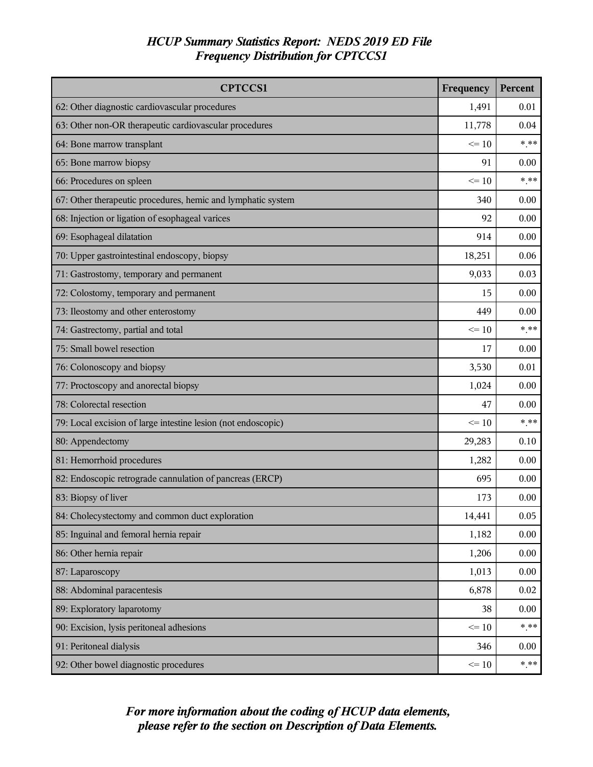*HCUP Summary Statistics Report: NEDS 2019 ED File*
*Frequency Distribution for CPTCCS1*

| CPTCCS1 | Frequency | Percent |
|---|---|---|
| 62: Other diagnostic cardiovascular procedures | 1,491 | 0.01 |
| 63: Other non-OR therapeutic cardiovascular procedures | 11,778 | 0.04 |
| 64: Bone marrow transplant | <= 10 | *.** |
| 65: Bone marrow biopsy | 91 | 0.00 |
| 66: Procedures on spleen | <= 10 | *.** |
| 67: Other therapeutic procedures, hemic and lymphatic system | 340 | 0.00 |
| 68: Injection or ligation of esophageal varices | 92 | 0.00 |
| 69: Esophageal dilatation | 914 | 0.00 |
| 70: Upper gastrointestinal endoscopy, biopsy | 18,251 | 0.06 |
| 71: Gastrostomy, temporary and permanent | 9,033 | 0.03 |
| 72: Colostomy, temporary and permanent | 15 | 0.00 |
| 73: Ileostomy and other enterostomy | 449 | 0.00 |
| 74: Gastrectomy, partial and total | <= 10 | *.** |
| 75: Small bowel resection | 17 | 0.00 |
| 76: Colonoscopy and biopsy | 3,530 | 0.01 |
| 77: Proctoscopy and anorectal biopsy | 1,024 | 0.00 |
| 78: Colorectal resection | 47 | 0.00 |
| 79: Local excision of large intestine lesion (not endoscopic) | <= 10 | *.** |
| 80: Appendectomy | 29,283 | 0.10 |
| 81: Hemorrhoid procedures | 1,282 | 0.00 |
| 82: Endoscopic retrograde cannulation of pancreas (ERCP) | 695 | 0.00 |
| 83: Biopsy of liver | 173 | 0.00 |
| 84: Cholecystectomy and common duct exploration | 14,441 | 0.05 |
| 85: Inguinal and femoral hernia repair | 1,182 | 0.00 |
| 86: Other hernia repair | 1,206 | 0.00 |
| 87: Laparoscopy | 1,013 | 0.00 |
| 88: Abdominal paracentesis | 6,878 | 0.02 |
| 89: Exploratory laparotomy | 38 | 0.00 |
| 90: Excision, lysis peritoneal adhesions | <= 10 | *.** |
| 91: Peritoneal dialysis | 346 | 0.00 |
| 92: Other bowel diagnostic procedures | <= 10 | *.** |

***For more information about the coding of HCUP data elements, please refer to the section on Description of Data Elements.***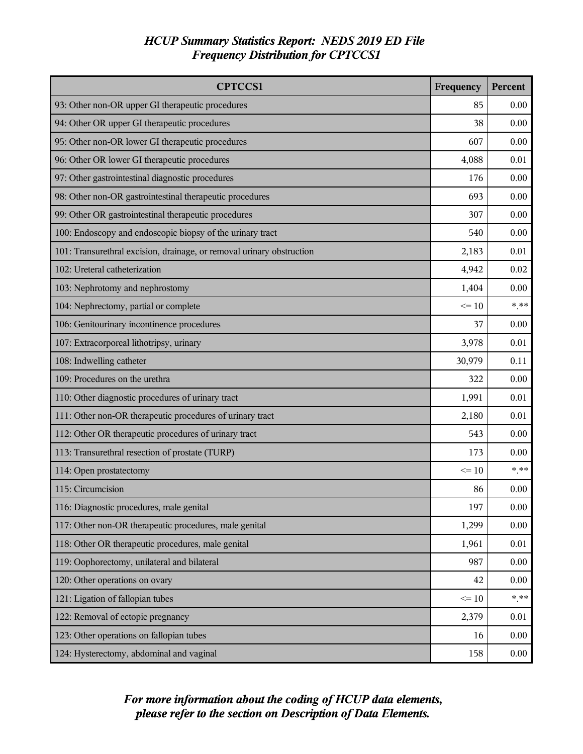# HCUP Summary Statistics Report: NEDS 2019 ED File
## Frequency Distribution for CPTCCS1

| CPTCCS1 | Frequency | Percent |
|---|---|---|
| 93: Other non-OR upper GI therapeutic procedures | 85 | 0.00 |
| 94: Other OR upper GI therapeutic procedures | 38 | 0.00 |
| 95: Other non-OR lower GI therapeutic procedures | 607 | 0.00 |
| 96: Other OR lower GI therapeutic procedures | 4,088 | 0.01 |
| 97: Other gastrointestinal diagnostic procedures | 176 | 0.00 |
| 98: Other non-OR gastrointestinal therapeutic procedures | 693 | 0.00 |
| 99: Other OR gastrointestinal therapeutic procedures | 307 | 0.00 |
| 100: Endoscopy and endoscopic biopsy of the urinary tract | 540 | 0.00 |
| 101: Transurethral excision, drainage, or removal urinary obstruction | 2,183 | 0.01 |
| 102: Ureteral catheterization | 4,942 | 0.02 |
| 103: Nephrotomy and nephrostomy | 1,404 | 0.00 |
| 104: Nephrectomy, partial or complete | <= 10 | *.** |
| 106: Genitourinary incontinence procedures | 37 | 0.00 |
| 107: Extracorporeal lithotripsy, urinary | 3,978 | 0.01 |
| 108: Indwelling catheter | 30,979 | 0.11 |
| 109: Procedures on the urethra | 322 | 0.00 |
| 110: Other diagnostic procedures of urinary tract | 1,991 | 0.01 |
| 111: Other non-OR therapeutic procedures of urinary tract | 2,180 | 0.01 |
| 112: Other OR therapeutic procedures of urinary tract | 543 | 0.00 |
| 113: Transurethral resection of prostate (TURP) | 173 | 0.00 |
| 114: Open prostatectomy | <= 10 | *.** |
| 115: Circumcision | 86 | 0.00 |
| 116: Diagnostic procedures, male genital | 197 | 0.00 |
| 117: Other non-OR therapeutic procedures, male genital | 1,299 | 0.00 |
| 118: Other OR therapeutic procedures, male genital | 1,961 | 0.01 |
| 119: Oophorectomy, unilateral and bilateral | 987 | 0.00 |
| 120: Other operations on ovary | 42 | 0.00 |
| 121: Ligation of fallopian tubes | <= 10 | *.** |
| 122: Removal of ectopic pregnancy | 2,379 | 0.01 |
| 123: Other operations on fallopian tubes | 16 | 0.00 |
| 124: Hysterectomy, abdominal and vaginal | 158 | 0.00 |

*For more information about the coding of HCUP data elements, please refer to the section on Description of Data Elements.*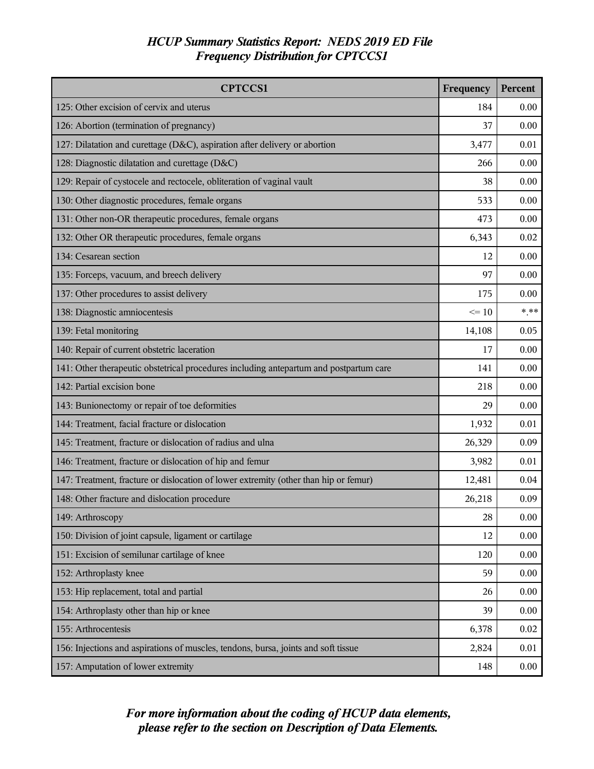# *HCUP Summary Statistics Report: NEDS 2019 ED File*
## *Frequency Distribution for CPTCCS1*

| CPTCCS1 | Frequency | Percent |
|---|---|---|
| 125: Other excision of cervix and uterus | 184 | 0.00 |
| 126: Abortion (termination of pregnancy) | 37 | 0.00 |
| 127: Dilatation and curettage (D&C), aspiration after delivery or abortion | 3,477 | 0.01 |
| 128: Diagnostic dilatation and curettage (D&C) | 266 | 0.00 |
| 129: Repair of cystocele and rectocele, obliteration of vaginal vault | 38 | 0.00 |
| 130: Other diagnostic procedures, female organs | 533 | 0.00 |
| 131: Other non-OR therapeutic procedures, female organs | 473 | 0.00 |
| 132: Other OR therapeutic procedures, female organs | 6,343 | 0.02 |
| 134: Cesarean section | 12 | 0.00 |
| 135: Forceps, vacuum, and breech delivery | 97 | 0.00 |
| 137: Other procedures to assist delivery | 175 | 0.00 |
| 138: Diagnostic amniocentesis | <= 10 | *.** |
| 139: Fetal monitoring | 14,108 | 0.05 |
| 140: Repair of current obstetric laceration | 17 | 0.00 |
| 141: Other therapeutic obstetrical procedures including antepartum and postpartum care | 141 | 0.00 |
| 142: Partial excision bone | 218 | 0.00 |
| 143: Bunionectomy or repair of toe deformities | 29 | 0.00 |
| 144: Treatment, facial fracture or dislocation | 1,932 | 0.01 |
| 145: Treatment, fracture or dislocation of radius and ulna | 26,329 | 0.09 |
| 146: Treatment, fracture or dislocation of hip and femur | 3,982 | 0.01 |
| 147: Treatment, fracture or dislocation of lower extremity (other than hip or femur) | 12,481 | 0.04 |
| 148: Other fracture and dislocation procedure | 26,218 | 0.09 |
| 149: Arthroscopy | 28 | 0.00 |
| 150: Division of joint capsule, ligament or cartilage | 12 | 0.00 |
| 151: Excision of semilunar cartilage of knee | 120 | 0.00 |
| 152: Arthroplasty knee | 59 | 0.00 |
| 153: Hip replacement, total and partial | 26 | 0.00 |
| 154: Arthroplasty other than hip or knee | 39 | 0.00 |
| 155: Arthrocentesis | 6,378 | 0.02 |
| 156: Injections and aspirations of muscles, tendons, bursa, joints and soft tissue | 2,824 | 0.01 |
| 157: Amputation of lower extremity | 148 | 0.00 |

***For more information about the coding of HCUP data elements, please refer to the section on Description of Data Elements.***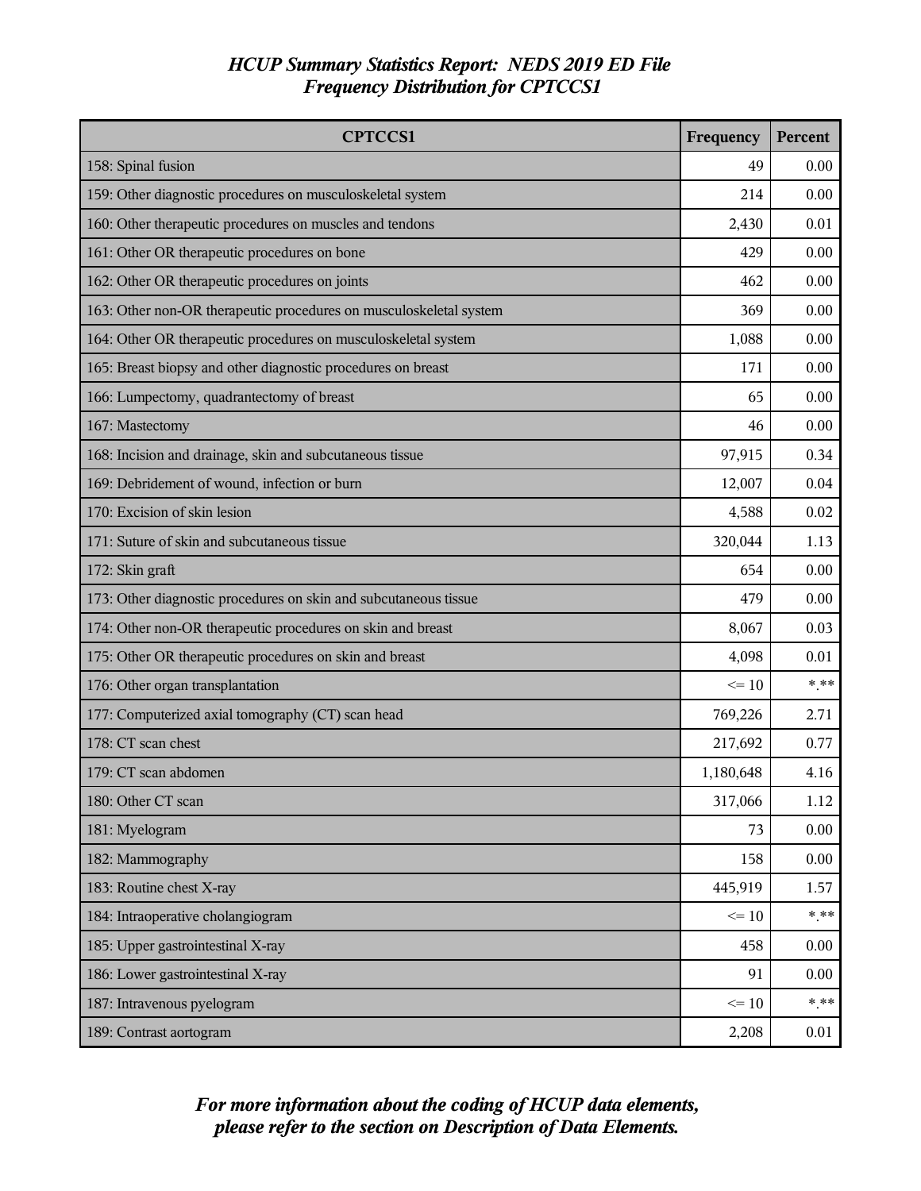*HCUP Summary Statistics Report: NEDS 2019 ED File*
*Frequency Distribution for CPTCCS1*

| CPTCCS1 | Frequency | Percent |
|---|---|---|
| 158: Spinal fusion | 49 | 0.00 |
| 159: Other diagnostic procedures on musculoskeletal system | 214 | 0.00 |
| 160: Other therapeutic procedures on muscles and tendons | 2,430 | 0.01 |
| 161: Other OR therapeutic procedures on bone | 429 | 0.00 |
| 162: Other OR therapeutic procedures on joints | 462 | 0.00 |
| 163: Other non-OR therapeutic procedures on musculoskeletal system | 369 | 0.00 |
| 164: Other OR therapeutic procedures on musculoskeletal system | 1,088 | 0.00 |
| 165: Breast biopsy and other diagnostic procedures on breast | 171 | 0.00 |
| 166: Lumpectomy, quadrantectomy of breast | 65 | 0.00 |
| 167: Mastectomy | 46 | 0.00 |
| 168: Incision and drainage, skin and subcutaneous tissue | 97,915 | 0.34 |
| 169: Debridement of wound, infection or burn | 12,007 | 0.04 |
| 170: Excision of skin lesion | 4,588 | 0.02 |
| 171: Suture of skin and subcutaneous tissue | 320,044 | 1.13 |
| 172: Skin graft | 654 | 0.00 |
| 173: Other diagnostic procedures on skin and subcutaneous tissue | 479 | 0.00 |
| 174: Other non-OR therapeutic procedures on skin and breast | 8,067 | 0.03 |
| 175: Other OR therapeutic procedures on skin and breast | 4,098 | 0.01 |
| 176: Other organ transplantation | <= 10 | *.** |
| 177: Computerized axial tomography (CT) scan head | 769,226 | 2.71 |
| 178: CT scan chest | 217,692 | 0.77 |
| 179: CT scan abdomen | 1,180,648 | 4.16 |
| 180: Other CT scan | 317,066 | 1.12 |
| 181: Myelogram | 73 | 0.00 |
| 182: Mammography | 158 | 0.00 |
| 183: Routine chest X-ray | 445,919 | 1.57 |
| 184: Intraoperative cholangiogram | <= 10 | *.** |
| 185: Upper gastrointestinal X-ray | 458 | 0.00 |
| 186: Lower gastrointestinal X-ray | 91 | 0.00 |
| 187: Intravenous pyelogram | <= 10 | *.** |
| 189: Contrast aortogram | 2,208 | 0.01 |

*For more information about the coding of HCUP data elements, please refer to the section on Description of Data Elements.*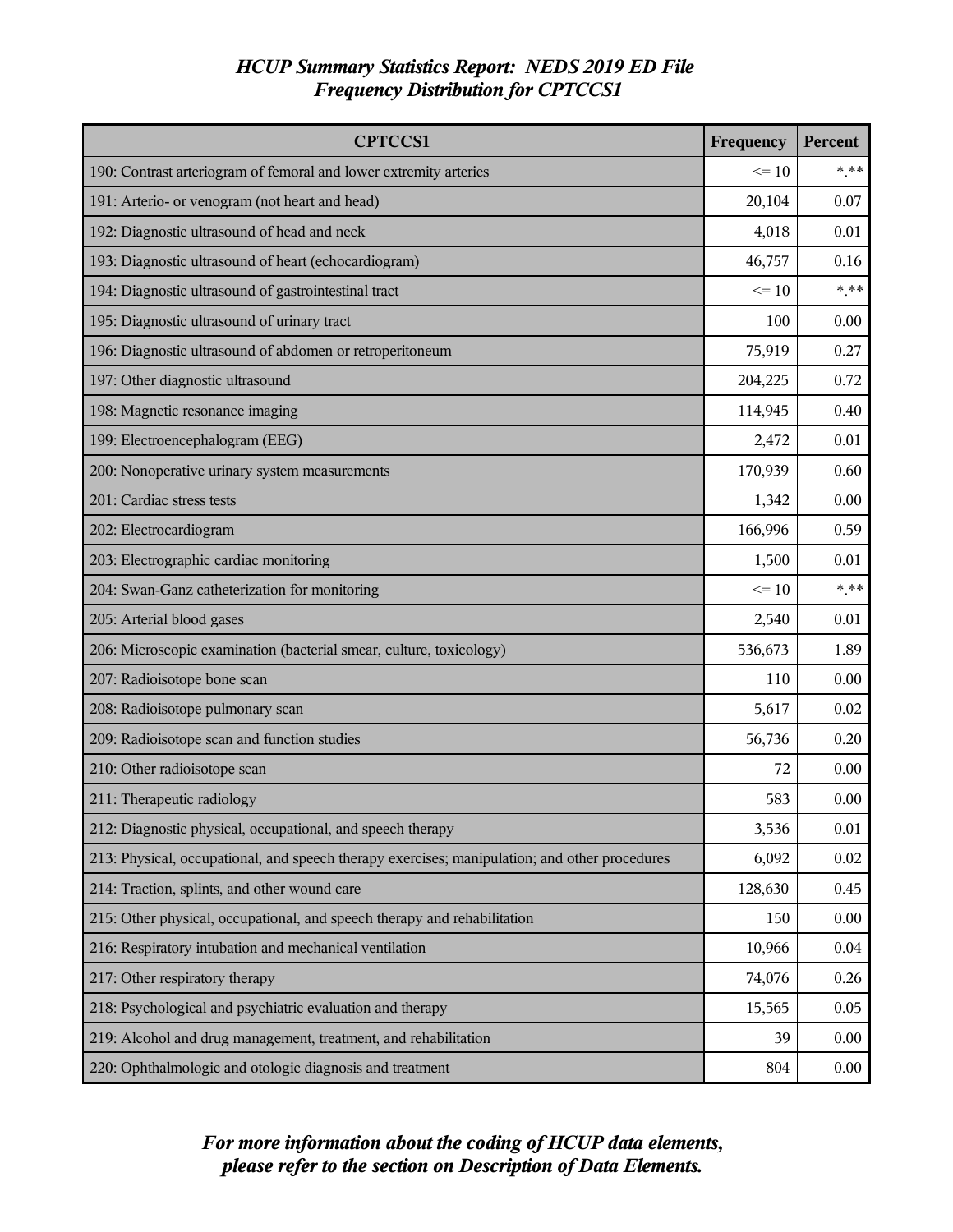*HCUP Summary Statistics Report: NEDS 2019 ED File*
*Frequency Distribution for CPTCCS1*

| CPTCCS1 | Frequency | Percent |
|---|---|---|
| 190: Contrast arteriogram of femoral and lower extremity arteries | <= 10 | *.** |
| 191: Arterio- or venogram (not heart and head) | 20,104 | 0.07 |
| 192: Diagnostic ultrasound of head and neck | 4,018 | 0.01 |
| 193: Diagnostic ultrasound of heart (echocardiogram) | 46,757 | 0.16 |
| 194: Diagnostic ultrasound of gastrointestinal tract | <= 10 | *.** |
| 195: Diagnostic ultrasound of urinary tract | 100 | 0.00 |
| 196: Diagnostic ultrasound of abdomen or retroperitoneum | 75,919 | 0.27 |
| 197: Other diagnostic ultrasound | 204,225 | 0.72 |
| 198: Magnetic resonance imaging | 114,945 | 0.40 |
| 199: Electroencephalogram (EEG) | 2,472 | 0.01 |
| 200: Nonoperative urinary system measurements | 170,939 | 0.60 |
| 201: Cardiac stress tests | 1,342 | 0.00 |
| 202: Electrocardiogram | 166,996 | 0.59 |
| 203: Electrographic cardiac monitoring | 1,500 | 0.01 |
| 204: Swan-Ganz catheterization for monitoring | <= 10 | *.** |
| 205: Arterial blood gases | 2,540 | 0.01 |
| 206: Microscopic examination (bacterial smear, culture, toxicology) | 536,673 | 1.89 |
| 207: Radioisotope bone scan | 110 | 0.00 |
| 208: Radioisotope pulmonary scan | 5,617 | 0.02 |
| 209: Radioisotope scan and function studies | 56,736 | 0.20 |
| 210: Other radioisotope scan | 72 | 0.00 |
| 211: Therapeutic radiology | 583 | 0.00 |
| 212: Diagnostic physical, occupational, and speech therapy | 3,536 | 0.01 |
| 213: Physical, occupational, and speech therapy exercises; manipulation; and other procedures | 6,092 | 0.02 |
| 214: Traction, splints, and other wound care | 128,630 | 0.45 |
| 215: Other physical, occupational, and speech therapy and rehabilitation | 150 | 0.00 |
| 216: Respiratory intubation and mechanical ventilation | 10,966 | 0.04 |
| 217: Other respiratory therapy | 74,076 | 0.26 |
| 218: Psychological and psychiatric evaluation and therapy | 15,565 | 0.05 |
| 219: Alcohol and drug management, treatment, and rehabilitation | 39 | 0.00 |
| 220: Ophthalmologic and otologic diagnosis and treatment | 804 | 0.00 |

***For more information about the coding of HCUP data elements, please refer to the section on Description of Data Elements.***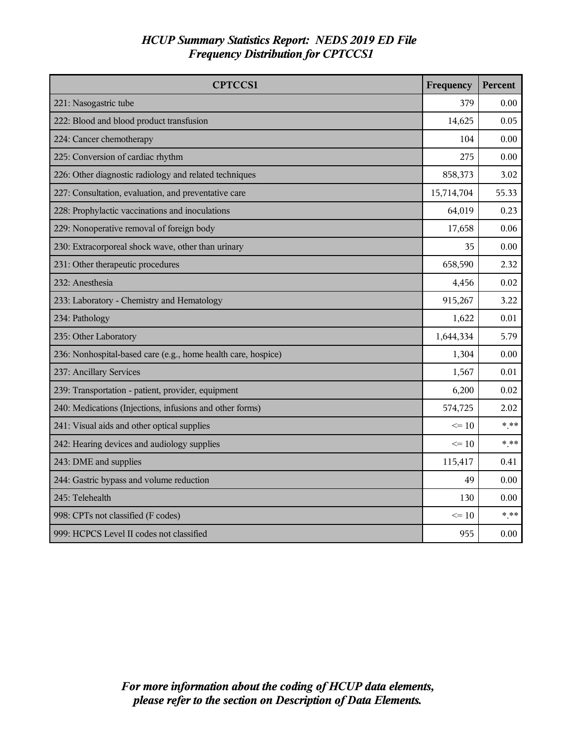*HCUP Summary Statistics Report: NEDS 2019 ED File*
*Frequency Distribution for CPTCCS1*

| CPTCCS1 | Frequency | Percent |
|---|---|---|
| 221: Nasogastric tube | 379 | 0.00 |
| 222: Blood and blood product transfusion | 14,625 | 0.05 |
| 224: Cancer chemotherapy | 104 | 0.00 |
| 225: Conversion of cardiac rhythm | 275 | 0.00 |
| 226: Other diagnostic radiology and related techniques | 858,373 | 3.02 |
| 227: Consultation, evaluation, and preventative care | 15,714,704 | 55.33 |
| 228: Prophylactic vaccinations and inoculations | 64,019 | 0.23 |
| 229: Nonoperative removal of foreign body | 17,658 | 0.06 |
| 230: Extracorporeal shock wave, other than urinary | 35 | 0.00 |
| 231: Other therapeutic procedures | 658,590 | 2.32 |
| 232: Anesthesia | 4,456 | 0.02 |
| 233: Laboratory - Chemistry and Hematology | 915,267 | 3.22 |
| 234: Pathology | 1,622 | 0.01 |
| 235: Other Laboratory | 1,644,334 | 5.79 |
| 236: Nonhospital-based care (e.g., home health care, hospice) | 1,304 | 0.00 |
| 237: Ancillary Services | 1,567 | 0.01 |
| 239: Transportation - patient, provider, equipment | 6,200 | 0.02 |
| 240: Medications (Injections, infusions and other forms) | 574,725 | 2.02 |
| 241: Visual aids and other optical supplies | <= 10 | *.** |
| 242: Hearing devices and audiology supplies | <= 10 | *.** |
| 243: DME and supplies | 115,417 | 0.41 |
| 244: Gastric bypass and volume reduction | 49 | 0.00 |
| 245: Telehealth | 130 | 0.00 |
| 998: CPTs not classified (F codes) | <= 10 | *.** |
| 999: HCPCS Level II codes not classified | 955 | 0.00 |

*For more information about the coding of HCUP data elements, please refer to the section on Description of Data Elements.*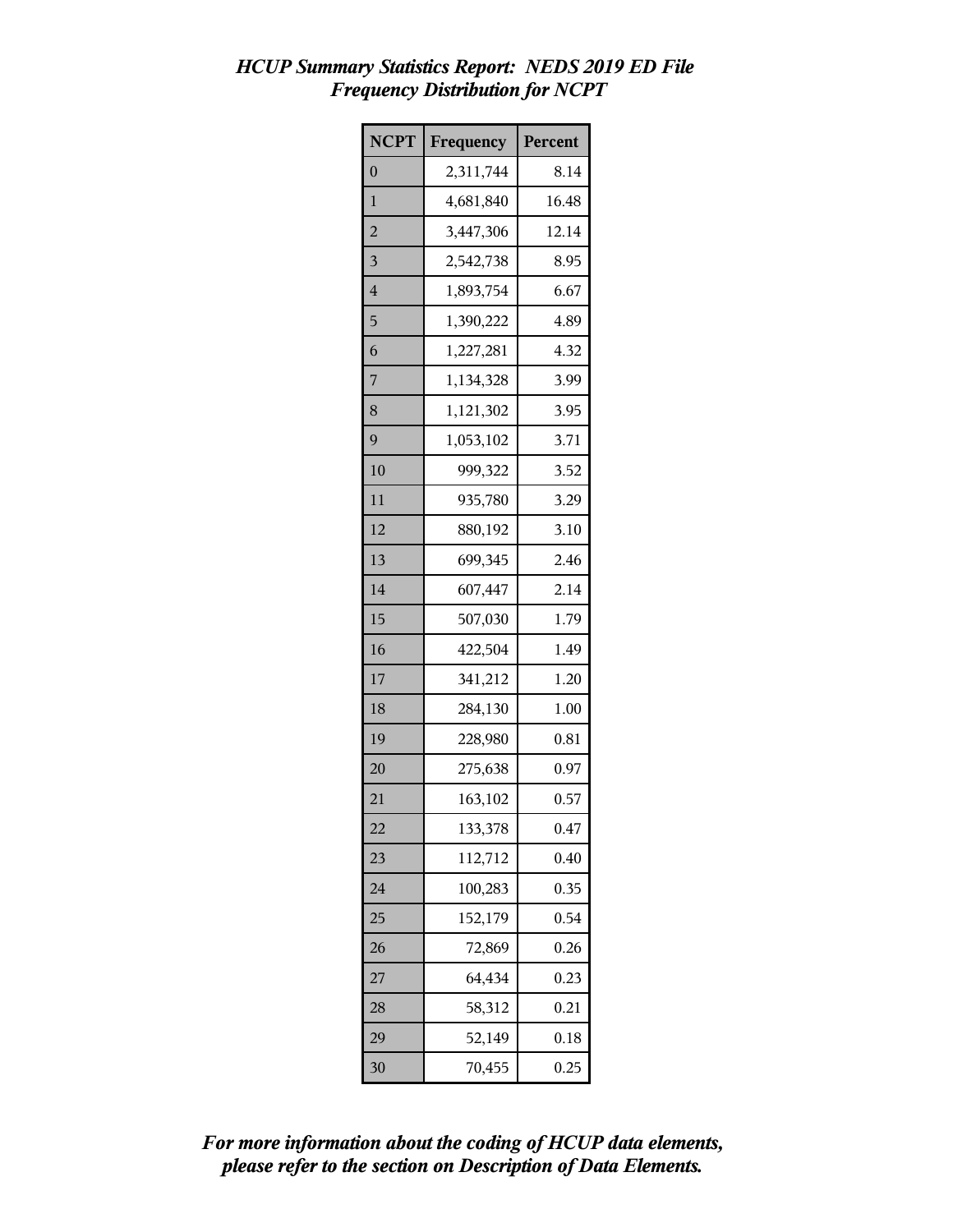# *HCUP Summary Statistics Report: NEDS 2019 ED File*
## *Frequency Distribution for NCPT*

| NCPT | Frequency | Percent |
|---|---|---|
| 0 | 2,311,744 | 8.14 |
| 1 | 4,681,840 | 16.48 |
| 2 | 3,447,306 | 12.14 |
| 3 | 2,542,738 | 8.95 |
| 4 | 1,893,754 | 6.67 |
| 5 | 1,390,222 | 4.89 |
| 6 | 1,227,281 | 4.32 |
| 7 | 1,134,328 | 3.99 |
| 8 | 1,121,302 | 3.95 |
| 9 | 1,053,102 | 3.71 |
| 10 | 999,322 | 3.52 |
| 11 | 935,780 | 3.29 |
| 12 | 880,192 | 3.10 |
| 13 | 699,345 | 2.46 |
| 14 | 607,447 | 2.14 |
| 15 | 507,030 | 1.79 |
| 16 | 422,504 | 1.49 |
| 17 | 341,212 | 1.20 |
| 18 | 284,130 | 1.00 |
| 19 | 228,980 | 0.81 |
| 20 | 275,638 | 0.97 |
| 21 | 163,102 | 0.57 |
| 22 | 133,378 | 0.47 |
| 23 | 112,712 | 0.40 |
| 24 | 100,283 | 0.35 |
| 25 | 152,179 | 0.54 |
| 26 | 72,869 | 0.26 |
| 27 | 64,434 | 0.23 |
| 28 | 58,312 | 0.21 |
| 29 | 52,149 | 0.18 |
| 30 | 70,455 | 0.25 |

***For more information about the coding of HCUP data elements, please refer to the section on Description of Data Elements.***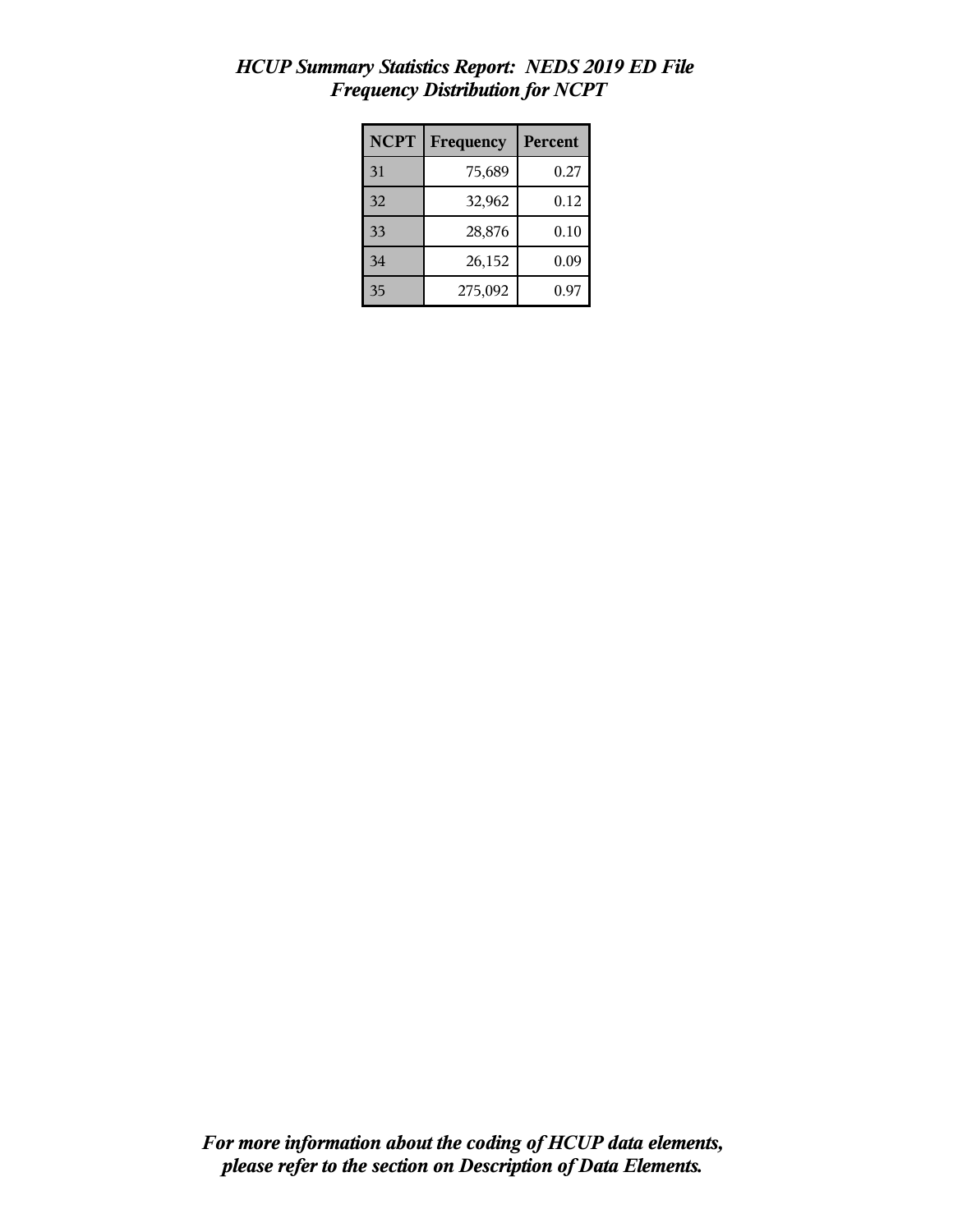*HCUP Summary Statistics Report: NEDS 2019 ED File*
*Frequency Distribution for NCPT*

| NCPT | Frequency | Percent |
| --- | --- | --- |
| 31 | 75,689 | 0.27 |
| 32 | 32,962 | 0.12 |
| 33 | 28,876 | 0.10 |
| 34 | 26,152 | 0.09 |
| 35 | 275,092 | 0.97 |

***For more information about the coding of HCUP data elements, please refer to the section on Description of Data Elements.***